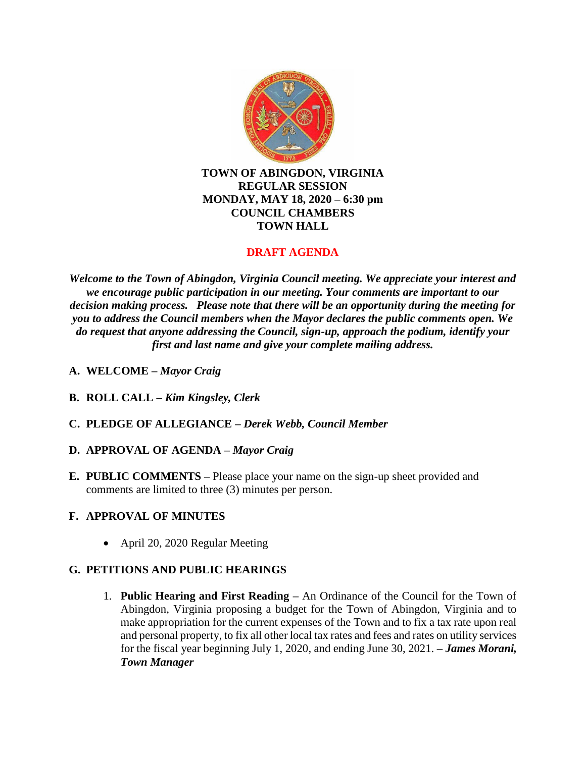**TOWN OF ABINGDON, VIRGINIA**
**REGULAR SESSION**
**MONDAY, MAY 18, 2020 – 6:30 pm**
**COUNCIL CHAMBERS**
**TOWN HALL**

**DRAFT AGENDA**

***Welcome to the Town of Abingdon, Virginia Council meeting. We appreciate your interest and we encourage public participation in our meeting. Your comments are important to our decision making process. Please note that there will be an opportunity during the meeting for you to address the Council members when the Mayor declares the public comments open. We do request that anyone addressing the Council, sign-up, approach the podium, identify your first and last name and give your complete mailing address.***

**A. WELCOME –** ***Mayor Craig***

**B. ROLL CALL –** ***Kim Kingsley, Clerk***

**C. PLEDGE OF ALLEGIANCE –** ***Derek Webb, Council Member***

**D. APPROVAL OF AGENDA –** ***Mayor Craig***

**E. PUBLIC COMMENTS –** Please place your name on the sign-up sheet provided and comments are limited to three (3) minutes per person.

**F. APPROVAL OF MINUTES**

- April 20, 2020 Regular Meeting

**G. PETITIONS AND PUBLIC HEARINGS**

1. **Public Hearing and First Reading –** An Ordinance of the Council for the Town of Abingdon, Virginia proposing a budget for the Town of Abingdon, Virginia and to make appropriation for the current expenses of the Town and to fix a tax rate upon real and personal property, to fix all other local tax rates and fees and rates on utility services for the fiscal year beginning July 1, 2020, and ending June 30, 2021. **–** ***James Morani, Town Manager***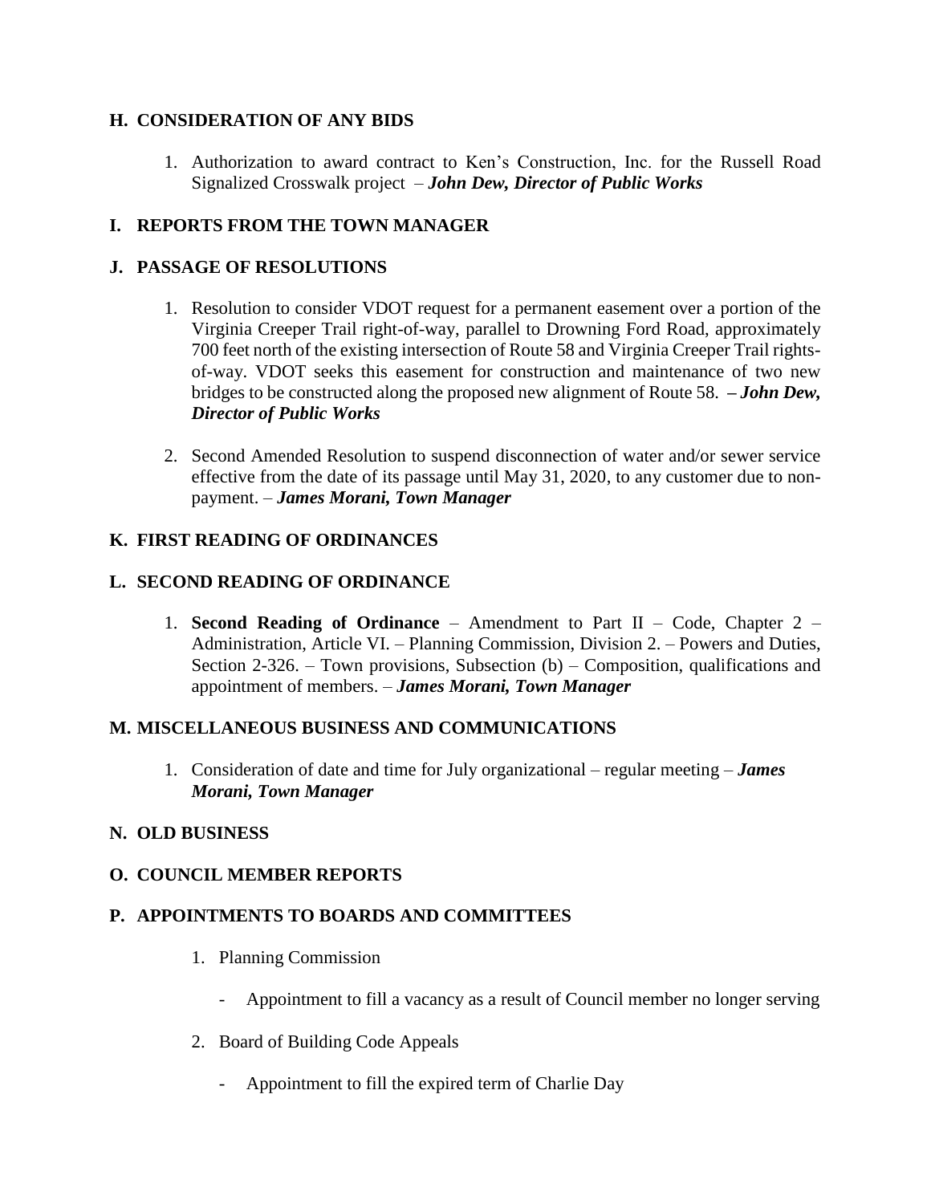## H. CONSIDERATION OF ANY BIDS

1. Authorization to award contract to Ken's Construction, Inc. for the Russell Road Signalized Crosswalk project – ***John Dew, Director of Public Works***

## I. REPORTS FROM THE TOWN MANAGER

## J. PASSAGE OF RESOLUTIONS

1. Resolution to consider VDOT request for a permanent easement over a portion of the Virginia Creeper Trail right-of-way, parallel to Drowning Ford Road, approximately 700 feet north of the existing intersection of Route 58 and Virginia Creeper Trail rights-of-way. VDOT seeks this easement for construction and maintenance of two new bridges to be constructed along the proposed new alignment of Route 58. ***– John Dew, Director of Public Works***

2. Second Amended Resolution to suspend disconnection of water and/or sewer service effective from the date of its passage until May 31, 2020, to any customer due to non-payment. – ***James Morani, Town Manager***

## K. FIRST READING OF ORDINANCES

## L. SECOND READING OF ORDINANCE

1. **Second Reading of Ordinance** – Amendment to Part II – Code, Chapter 2 – Administration, Article VI. – Planning Commission, Division 2. – Powers and Duties, Section 2-326. – Town provisions, Subsection (b) – Composition, qualifications and appointment of members. – ***James Morani, Town Manager***

## M. MISCELLANEOUS BUSINESS AND COMMUNICATIONS

1. Consideration of date and time for July organizational – regular meeting – ***James Morani, Town Manager***

## N. OLD BUSINESS

## O. COUNCIL MEMBER REPORTS

## P. APPOINTMENTS TO BOARDS AND COMMITTEES

1. Planning Commission
   - Appointment to fill a vacancy as a result of Council member no longer serving

2. Board of Building Code Appeals
   - Appointment to fill the expired term of Charlie Day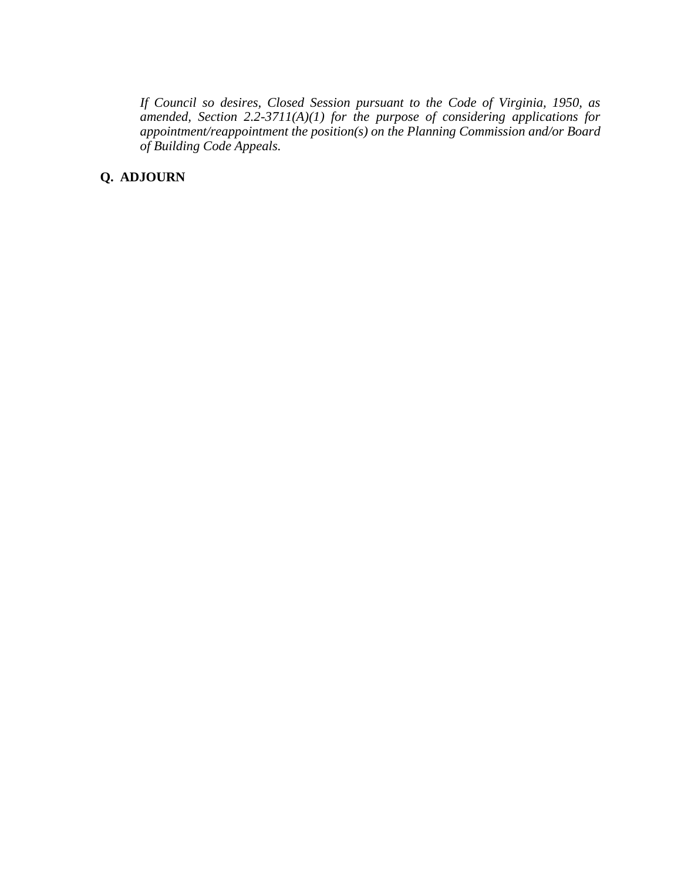*If Council so desires, Closed Session pursuant to the Code of Virginia, 1950, as amended, Section 2.2-3711(A)(1) for the purpose of considering applications for appointment/reappointment the position(s) on the Planning Commission and/or Board of Building Code Appeals.*

**Q. ADJOURN**